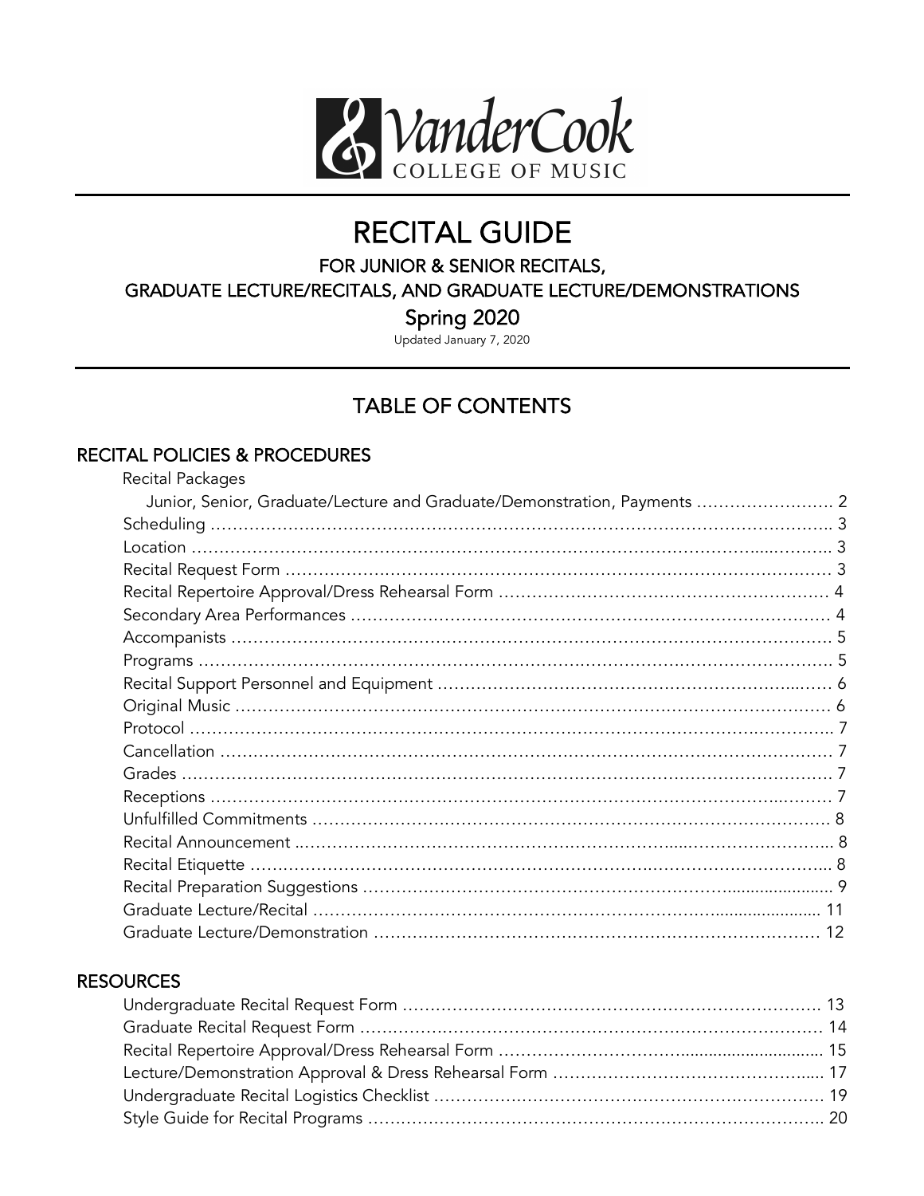VanderCook COLLEGE OF MUSIC

# RECITAL GUIDE

## FOR JUNIOR & SENIOR RECITALS, GRADUATE LECTURE/RECITALS, AND GRADUATE LECTURE/DEMONSTRATIONS

## Spring 2020

Updated January 7, 2020

## TABLE OF CONTENTS

### RECITAL POLICIES & PROCEDURES

- Recital Packages
  - Junior, Senior, Graduate/Lecture and Graduate/Demonstration, Payments ........................ 2
- Scheduling ........................................................................................................ 3
- Location ........................................................................................................... 3
- Recital Request Form ......................................................................................... 3
- Recital Repertoire Approval/Dress Rehearsal Form .............................................. 4
- Secondary Area Performances ............................................................................ 4
- Accompanists ..................................................................................................... 5
- Programs ........................................................................................................... 5
- Recital Support Personnel and Equipment ........................................................... 6
- Original Music .................................................................................................... 6
- Protocol ............................................................................................................. 7
- Cancellation ....................................................................................................... 7
- Grades ............................................................................................................... 7
- Receptions ......................................................................................................... 7
- Unfulfilled Commitments .................................................................................... 8
- Recital Announcement ........................................................................................ 8
- Recital Etiquette ................................................................................................. 8
- Recital Preparation Suggestions .......................................................................... 9
- Graduate Lecture/Recital ................................................................................... 11
- Graduate Lecture/Demonstration ........................................................................ 12

### RESOURCES

- Undergraduate Recital Request Form .................................................................. 13
- Graduate Recital Request Form ........................................................................... 14
- Recital Repertoire Approval/Dress Rehearsal Form .............................................. 15
- Lecture/Demonstration Approval & Dress Rehearsal Form ..................................... 17
- Undergraduate Recital Logistics Checklist ........................................................... 19
- Style Guide for Recital Programs ......................................................................... 20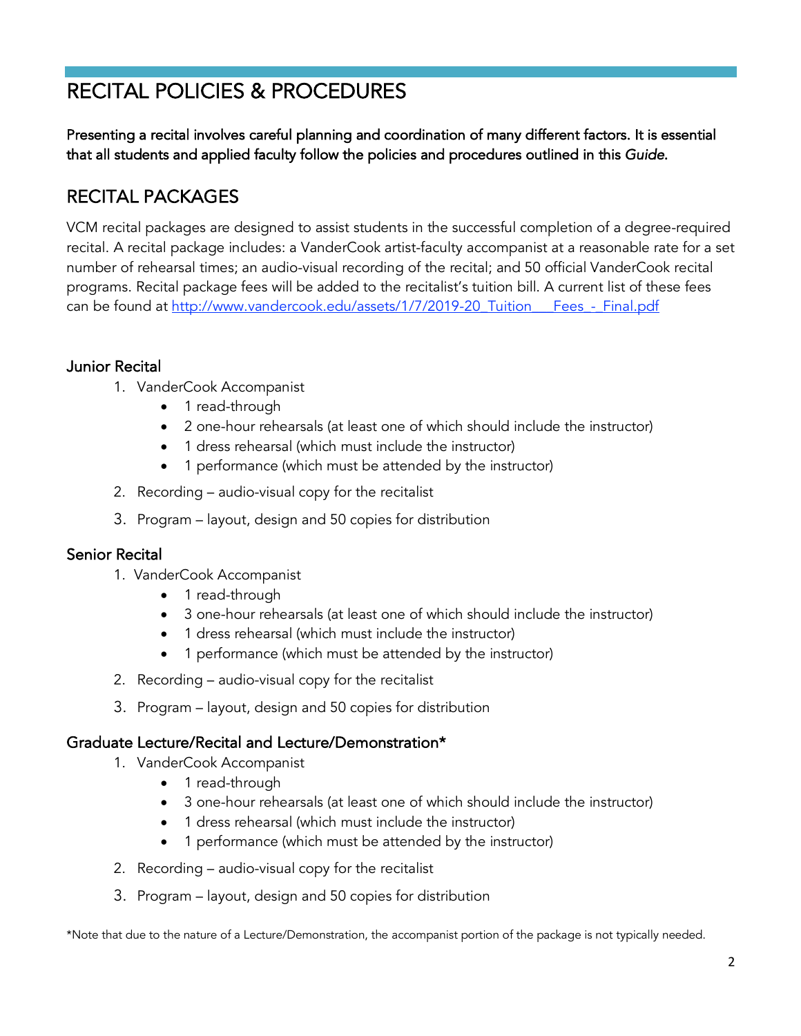# RECITAL POLICIES & PROCEDURES

**Presenting a recital involves careful planning and coordination of many different factors. It is essential that all students and applied faculty follow the policies and procedures outlined in this *Guide*.**

## RECITAL PACKAGES

VCM recital packages are designed to assist students in the successful completion of a degree-required recital. A recital package includes: a VanderCook artist-faculty accompanist at a reasonable rate for a set number of rehearsal times; an audio-visual recording of the recital; and 50 official VanderCook recital programs. Recital package fees will be added to the recitalist's tuition bill. A current list of these fees can be found at http://www.vandercook.edu/assets/1/7/2019-20_Tuition___Fees_-_Final.pdf

### Junior Recital

1. VanderCook Accompanist
   - 1 read-through
   - 2 one-hour rehearsals (at least one of which should include the instructor)
   - 1 dress rehearsal (which must include the instructor)
   - 1 performance (which must be attended by the instructor)
2. Recording – audio-visual copy for the recitalist
3. Program – layout, design and 50 copies for distribution

### Senior Recital

1. VanderCook Accompanist
   - 1 read-through
   - 3 one-hour rehearsals (at least one of which should include the instructor)
   - 1 dress rehearsal (which must include the instructor)
   - 1 performance (which must be attended by the instructor)
2. Recording – audio-visual copy for the recitalist
3. Program – layout, design and 50 copies for distribution

### Graduate Lecture/Recital and Lecture/Demonstration*

1. VanderCook Accompanist
   - 1 read-through
   - 3 one-hour rehearsals (at least one of which should include the instructor)
   - 1 dress rehearsal (which must include the instructor)
   - 1 performance (which must be attended by the instructor)
2. Recording – audio-visual copy for the recitalist
3. Program – layout, design and 50 copies for distribution

*Note that due to the nature of a Lecture/Demonstration, the accompanist portion of the package is not typically needed.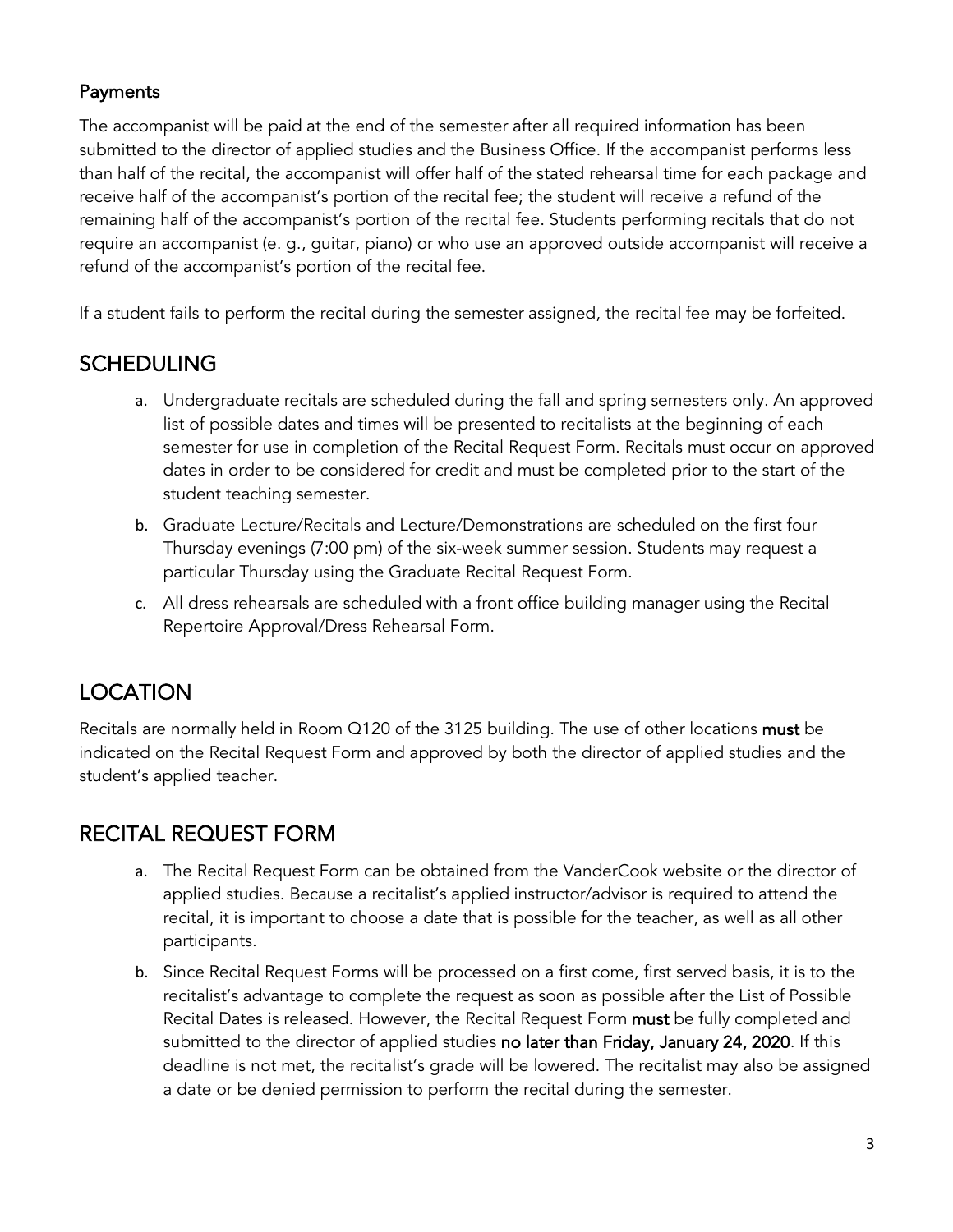### Payments

The accompanist will be paid at the end of the semester after all required information has been submitted to the director of applied studies and the Business Office. If the accompanist performs less than half of the recital, the accompanist will offer half of the stated rehearsal time for each package and receive half of the accompanist's portion of the recital fee; the student will receive a refund of the remaining half of the accompanist's portion of the recital fee. Students performing recitals that do not require an accompanist (e. g., guitar, piano) or who use an approved outside accompanist will receive a refund of the accompanist's portion of the recital fee.

If a student fails to perform the recital during the semester assigned, the recital fee may be forfeited.

## SCHEDULING

a. Undergraduate recitals are scheduled during the fall and spring semesters only. An approved list of possible dates and times will be presented to recitalists at the beginning of each semester for use in completion of the Recital Request Form. Recitals must occur on approved dates in order to be considered for credit and must be completed prior to the start of the student teaching semester.

b. Graduate Lecture/Recitals and Lecture/Demonstrations are scheduled on the first four Thursday evenings (7:00 pm) of the six-week summer session. Students may request a particular Thursday using the Graduate Recital Request Form.

c. All dress rehearsals are scheduled with a front office building manager using the Recital Repertoire Approval/Dress Rehearsal Form.

## LOCATION

Recitals are normally held in Room Q120 of the 3125 building. The use of other locations **must** be indicated on the Recital Request Form and approved by both the director of applied studies and the student's applied teacher.

## RECITAL REQUEST FORM

a. The Recital Request Form can be obtained from the VanderCook website or the director of applied studies. Because a recitalist's applied instructor/advisor is required to attend the recital, it is important to choose a date that is possible for the teacher, as well as all other participants.

b. Since Recital Request Forms will be processed on a first come, first served basis, it is to the recitalist's advantage to complete the request as soon as possible after the List of Possible Recital Dates is released. However, the Recital Request Form **must** be fully completed and submitted to the director of applied studies **no later than Friday, January 24, 2020**. If this deadline is not met, the recitalist's grade will be lowered. The recitalist may also be assigned a date or be denied permission to perform the recital during the semester.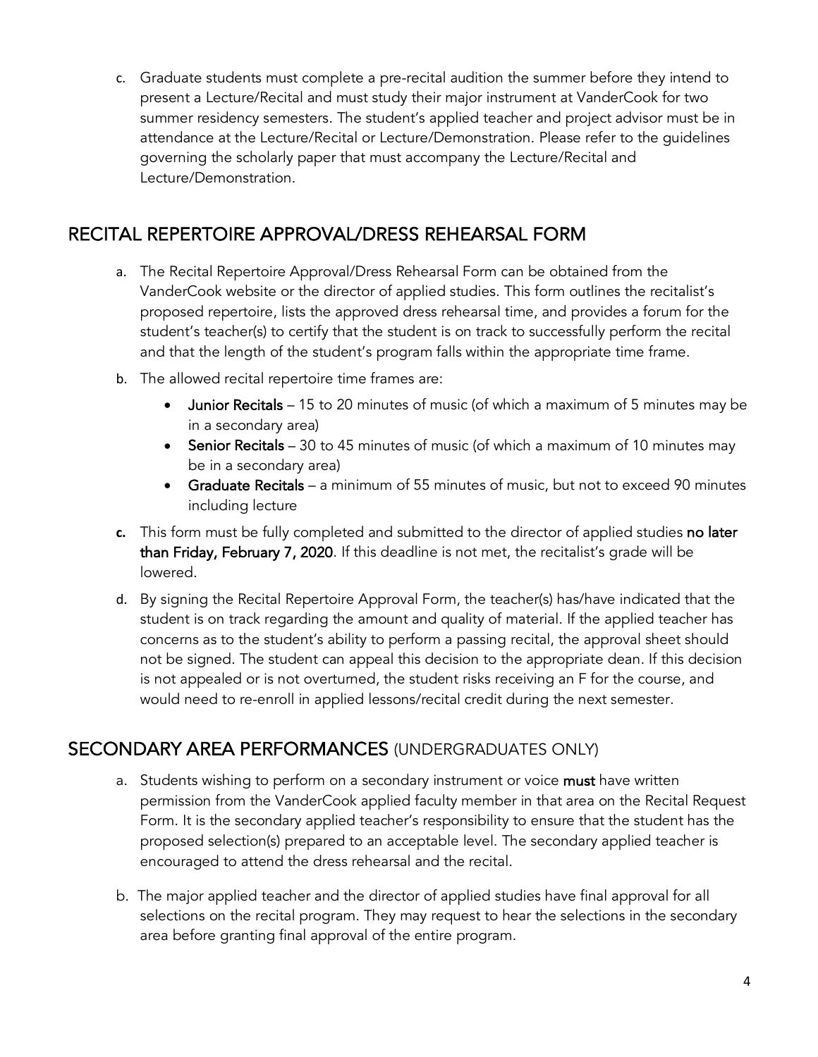c. Graduate students must complete a pre-recital audition the summer before they intend to present a Lecture/Recital and must study their major instrument at VanderCook for two summer residency semesters. The student's applied teacher and project advisor must be in attendance at the Lecture/Recital or Lecture/Demonstration. Please refer to the guidelines governing the scholarly paper that must accompany the Lecture/Recital and Lecture/Demonstration.

## RECITAL REPERTOIRE APPROVAL/DRESS REHEARSAL FORM

a. The Recital Repertoire Approval/Dress Rehearsal Form can be obtained from the VanderCook website or the director of applied studies. This form outlines the recitalist's proposed repertoire, lists the approved dress rehearsal time, and provides a forum for the student's teacher(s) to certify that the student is on track to successfully perform the recital and that the length of the student's program falls within the appropriate time frame.

b. The allowed recital repertoire time frames are:
   - **Junior Recitals** – 15 to 20 minutes of music (of which a maximum of 5 minutes may be in a secondary area)
   - **Senior Recitals** – 30 to 45 minutes of music (of which a maximum of 10 minutes may be in a secondary area)
   - **Graduate Recitals** – a minimum of 55 minutes of music, but not to exceed 90 minutes including lecture

c. This form must be fully completed and submitted to the director of applied studies **no later than Friday, February 7, 2020**. If this deadline is not met, the recitalist's grade will be lowered.

d. By signing the Recital Repertoire Approval Form, the teacher(s) has/have indicated that the student is on track regarding the amount and quality of material. If the applied teacher has concerns as to the student's ability to perform a passing recital, the approval sheet should not be signed. The student can appeal this decision to the appropriate dean. If this decision is not appealed or is not overturned, the student risks receiving an F for the course, and would need to re-enroll in applied lessons/recital credit during the next semester.

## SECONDARY AREA PERFORMANCES (UNDERGRADUATES ONLY)

a. Students wishing to perform on a secondary instrument or voice **must** have written permission from the VanderCook applied faculty member in that area on the Recital Request Form. It is the secondary applied teacher's responsibility to ensure that the student has the proposed selection(s) prepared to an acceptable level. The secondary applied teacher is encouraged to attend the dress rehearsal and the recital.

b. The major applied teacher and the director of applied studies have final approval for all selections on the recital program. They may request to hear the selections in the secondary area before granting final approval of the entire program.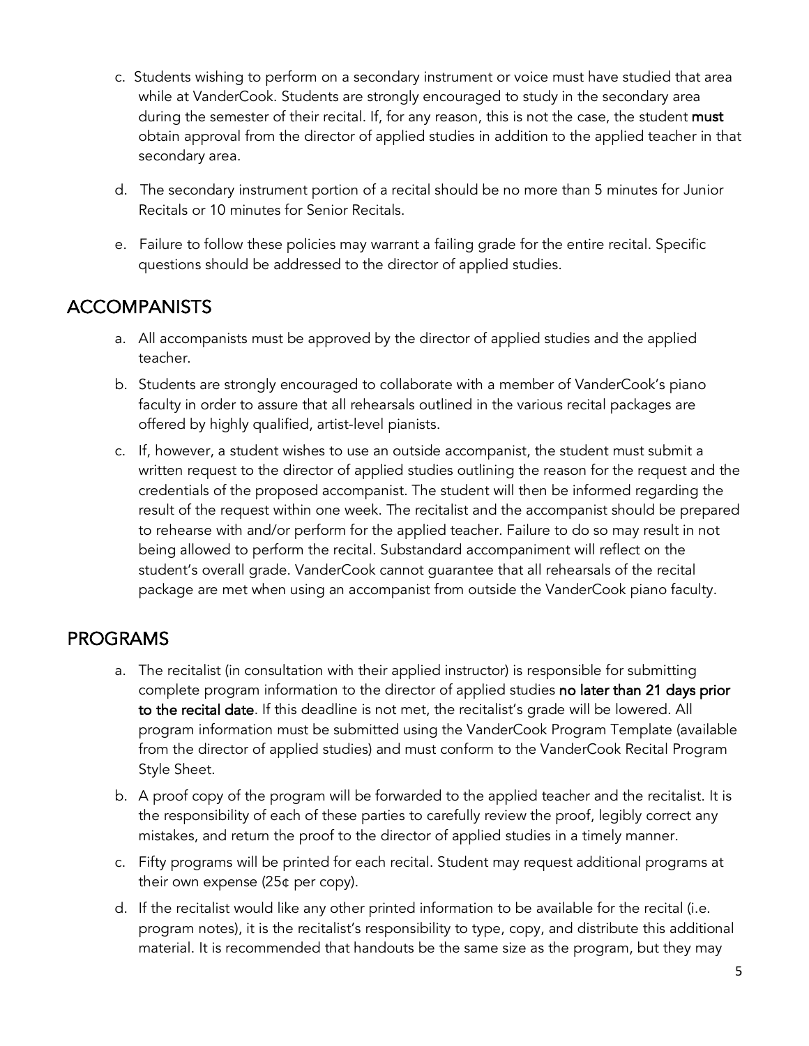c. Students wishing to perform on a secondary instrument or voice must have studied that area while at VanderCook. Students are strongly encouraged to study in the secondary area during the semester of their recital. If, for any reason, this is not the case, the student **must** obtain approval from the director of applied studies in addition to the applied teacher in that secondary area.

d. The secondary instrument portion of a recital should be no more than 5 minutes for Junior Recitals or 10 minutes for Senior Recitals.

e. Failure to follow these policies may warrant a failing grade for the entire recital. Specific questions should be addressed to the director of applied studies.

## ACCOMPANISTS

a. All accompanists must be approved by the director of applied studies and the applied teacher.

b. Students are strongly encouraged to collaborate with a member of VanderCook's piano faculty in order to assure that all rehearsals outlined in the various recital packages are offered by highly qualified, artist-level pianists.

c. If, however, a student wishes to use an outside accompanist, the student must submit a written request to the director of applied studies outlining the reason for the request and the credentials of the proposed accompanist. The student will then be informed regarding the result of the request within one week. The recitalist and the accompanist should be prepared to rehearse with and/or perform for the applied teacher. Failure to do so may result in not being allowed to perform the recital. Substandard accompaniment will reflect on the student's overall grade. VanderCook cannot guarantee that all rehearsals of the recital package are met when using an accompanist from outside the VanderCook piano faculty.

## PROGRAMS

a. The recitalist (in consultation with their applied instructor) is responsible for submitting complete program information to the director of applied studies **no later than 21 days prior to the recital date**. If this deadline is not met, the recitalist's grade will be lowered. All program information must be submitted using the VanderCook Program Template (available from the director of applied studies) and must conform to the VanderCook Recital Program Style Sheet.

b. A proof copy of the program will be forwarded to the applied teacher and the recitalist. It is the responsibility of each of these parties to carefully review the proof, legibly correct any mistakes, and return the proof to the director of applied studies in a timely manner.

c. Fifty programs will be printed for each recital. Student may request additional programs at their own expense (25¢ per copy).

d. If the recitalist would like any other printed information to be available for the recital (i.e. program notes), it is the recitalist's responsibility to type, copy, and distribute this additional material. It is recommended that handouts be the same size as the program, but they may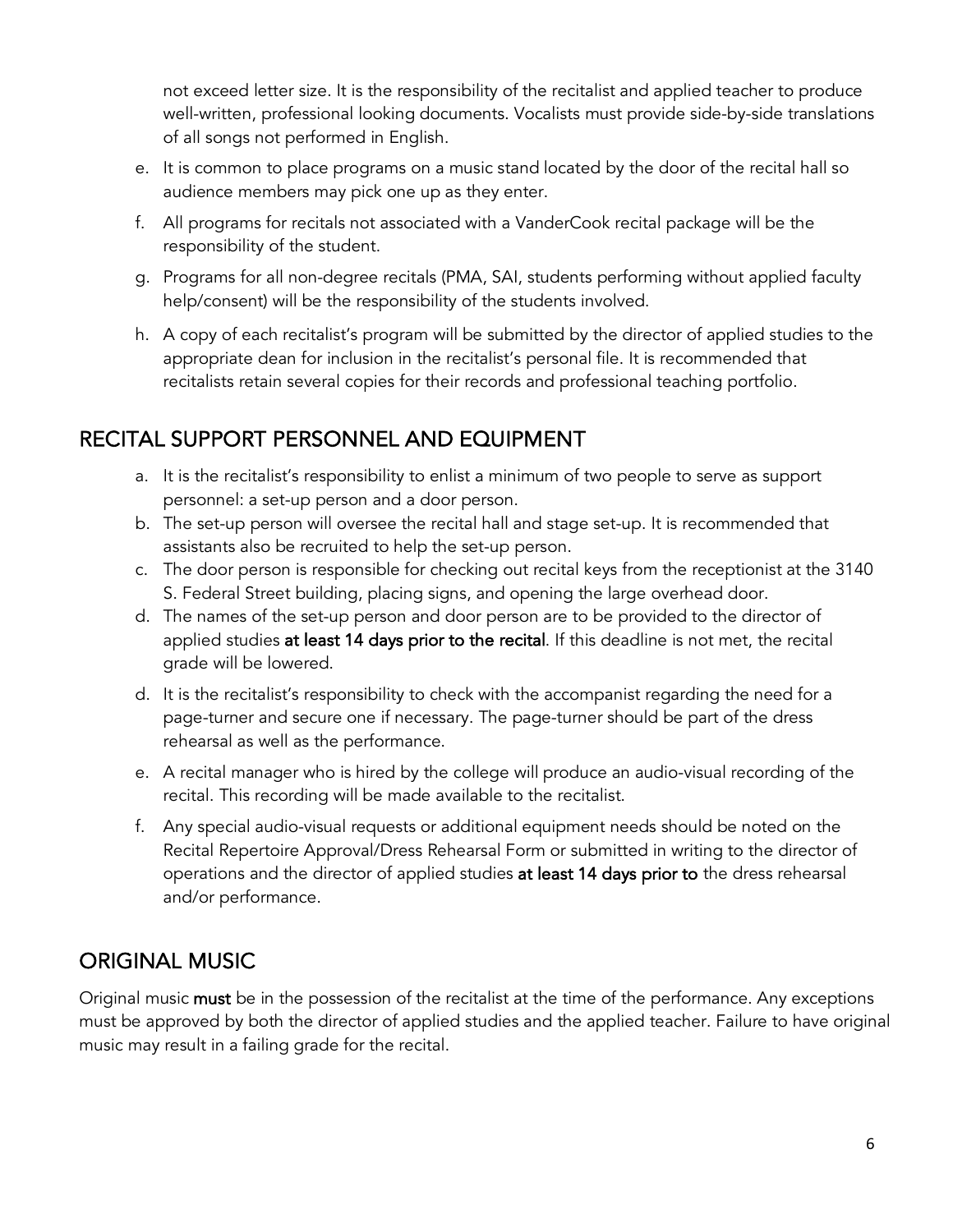not exceed letter size. It is the responsibility of the recitalist and applied teacher to produce well-written, professional looking documents. Vocalists must provide side-by-side translations of all songs not performed in English.

e. It is common to place programs on a music stand located by the door of the recital hall so audience members may pick one up as they enter.

f. All programs for recitals not associated with a VanderCook recital package will be the responsibility of the student.

g. Programs for all non-degree recitals (PMA, SAI, students performing without applied faculty help/consent) will be the responsibility of the students involved.

h. A copy of each recitalist's program will be submitted by the director of applied studies to the appropriate dean for inclusion in the recitalist's personal file. It is recommended that recitalists retain several copies for their records and professional teaching portfolio.

## RECITAL SUPPORT PERSONNEL AND EQUIPMENT

a. It is the recitalist's responsibility to enlist a minimum of two people to serve as support personnel: a set-up person and a door person.

b. The set-up person will oversee the recital hall and stage set-up. It is recommended that assistants also be recruited to help the set-up person.

c. The door person is responsible for checking out recital keys from the receptionist at the 3140 S. Federal Street building, placing signs, and opening the large overhead door.

d. The names of the set-up person and door person are to be provided to the director of applied studies **at least 14 days prior to the recital**. If this deadline is not met, the recital grade will be lowered.

d. It is the recitalist's responsibility to check with the accompanist regarding the need for a page-turner and secure one if necessary. The page-turner should be part of the dress rehearsal as well as the performance.

e. A recital manager who is hired by the college will produce an audio-visual recording of the recital. This recording will be made available to the recitalist.

f. Any special audio-visual requests or additional equipment needs should be noted on the Recital Repertoire Approval/Dress Rehearsal Form or submitted in writing to the director of operations and the director of applied studies **at least 14 days prior to** the dress rehearsal and/or performance.

## ORIGINAL MUSIC

Original music **must** be in the possession of the recitalist at the time of the performance. Any exceptions must be approved by both the director of applied studies and the applied teacher. Failure to have original music may result in a failing grade for the recital.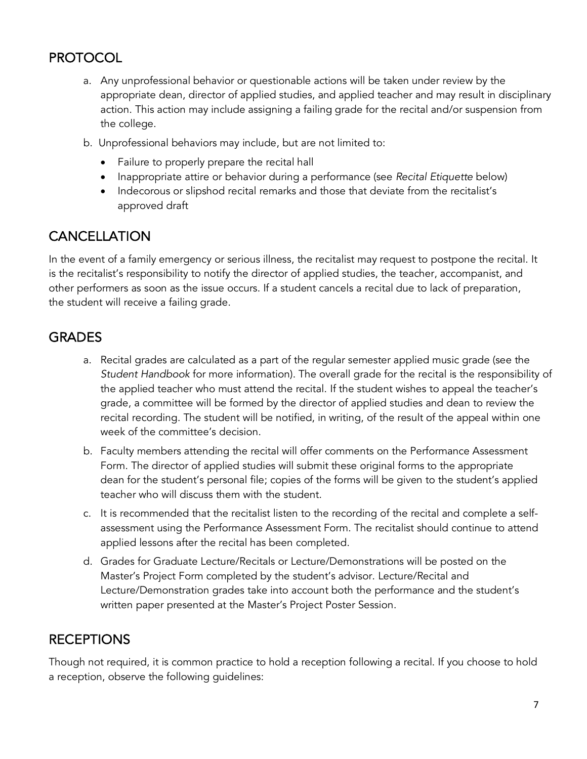## PROTOCOL

a. Any unprofessional behavior or questionable actions will be taken under review by the appropriate dean, director of applied studies, and applied teacher and may result in disciplinary action. This action may include assigning a failing grade for the recital and/or suspension from the college.

b. Unprofessional behaviors may include, but are not limited to:

- Failure to properly prepare the recital hall
- Inappropriate attire or behavior during a performance (see *Recital Etiquette* below)
- Indecorous or slipshod recital remarks and those that deviate from the recitalist's approved draft

## CANCELLATION

In the event of a family emergency or serious illness, the recitalist may request to postpone the recital. It is the recitalist's responsibility to notify the director of applied studies, the teacher, accompanist, and other performers as soon as the issue occurs. If a student cancels a recital due to lack of preparation, the student will receive a failing grade.

## GRADES

a. Recital grades are calculated as a part of the regular semester applied music grade (see the *Student Handbook* for more information). The overall grade for the recital is the responsibility of the applied teacher who must attend the recital. If the student wishes to appeal the teacher's grade, a committee will be formed by the director of applied studies and dean to review the recital recording. The student will be notified, in writing, of the result of the appeal within one week of the committee's decision.

b. Faculty members attending the recital will offer comments on the Performance Assessment Form. The director of applied studies will submit these original forms to the appropriate dean for the student's personal file; copies of the forms will be given to the student's applied teacher who will discuss them with the student.

c. It is recommended that the recitalist listen to the recording of the recital and complete a self-assessment using the Performance Assessment Form. The recitalist should continue to attend applied lessons after the recital has been completed.

d. Grades for Graduate Lecture/Recitals or Lecture/Demonstrations will be posted on the Master's Project Form completed by the student's advisor. Lecture/Recital and Lecture/Demonstration grades take into account both the performance and the student's written paper presented at the Master's Project Poster Session.

## RECEPTIONS

Though not required, it is common practice to hold a reception following a recital. If you choose to hold a reception, observe the following guidelines: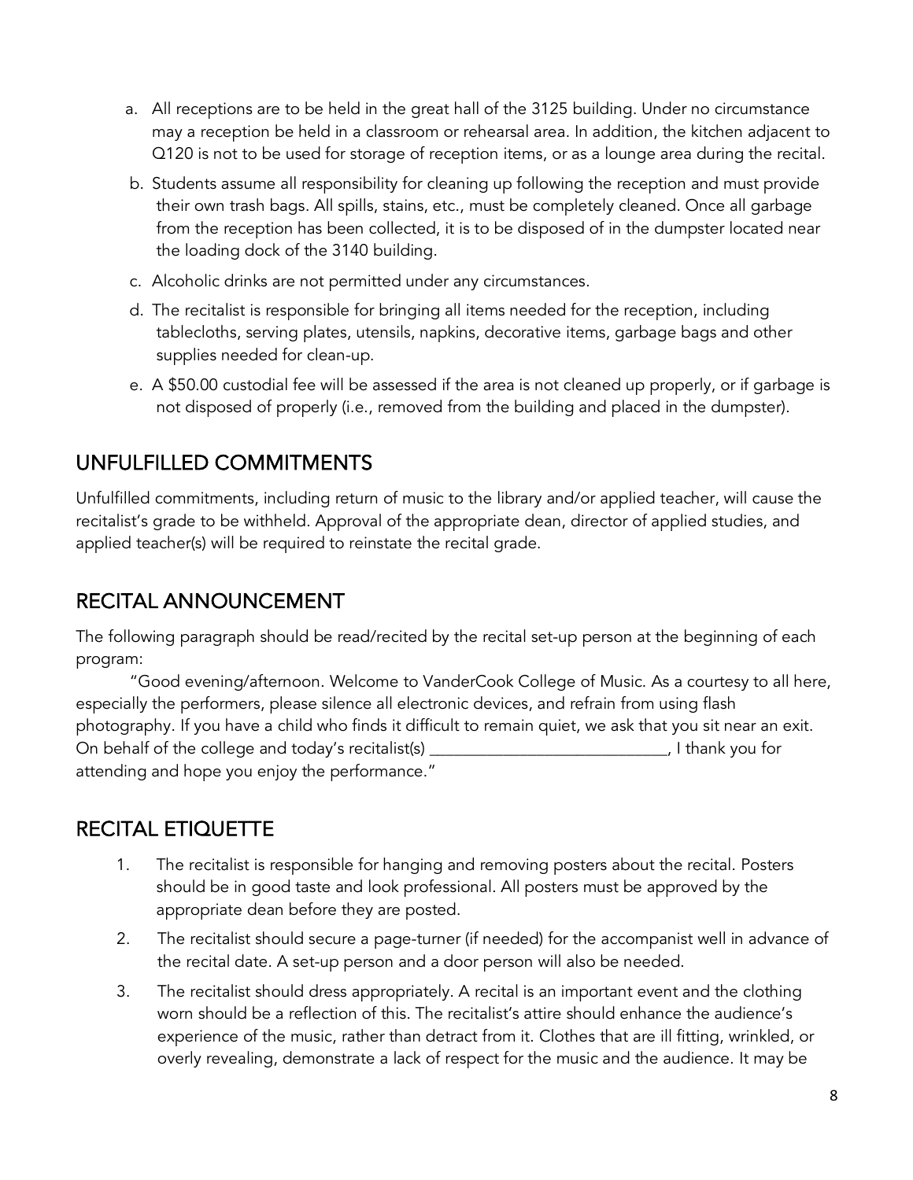a. All receptions are to be held in the great hall of the 3125 building. Under no circumstance may a reception be held in a classroom or rehearsal area. In addition, the kitchen adjacent to Q120 is not to be used for storage of reception items, or as a lounge area during the recital.
b. Students assume all responsibility for cleaning up following the reception and must provide their own trash bags. All spills, stains, etc., must be completely cleaned. Once all garbage from the reception has been collected, it is to be disposed of in the dumpster located near the loading dock of the 3140 building.
c. Alcoholic drinks are not permitted under any circumstances.
d. The recitalist is responsible for bringing all items needed for the reception, including tablecloths, serving plates, utensils, napkins, decorative items, garbage bags and other supplies needed for clean-up.
e. A $50.00 custodial fee will be assessed if the area is not cleaned up properly, or if garbage is not disposed of properly (i.e., removed from the building and placed in the dumpster).

## UNFULFILLED COMMITMENTS

Unfulfilled commitments, including return of music to the library and/or applied teacher, will cause the recitalist's grade to be withheld. Approval of the appropriate dean, director of applied studies, and applied teacher(s) will be required to reinstate the recital grade.

## RECITAL ANNOUNCEMENT

The following paragraph should be read/recited by the recital set-up person at the beginning of each program:

"Good evening/afternoon. Welcome to VanderCook College of Music. As a courtesy to all here, especially the performers, please silence all electronic devices, and refrain from using flash photography. If you have a child who finds it difficult to remain quiet, we ask that you sit near an exit. On behalf of the college and today's recitalist(s) _____________________________, I thank you for attending and hope you enjoy the performance."

## RECITAL ETIQUETTE

1. The recitalist is responsible for hanging and removing posters about the recital. Posters should be in good taste and look professional. All posters must be approved by the appropriate dean before they are posted.
2. The recitalist should secure a page-turner (if needed) for the accompanist well in advance of the recital date. A set-up person and a door person will also be needed.
3. The recitalist should dress appropriately. A recital is an important event and the clothing worn should be a reflection of this. The recitalist's attire should enhance the audience's experience of the music, rather than detract from it. Clothes that are ill fitting, wrinkled, or overly revealing, demonstrate a lack of respect for the music and the audience. It may be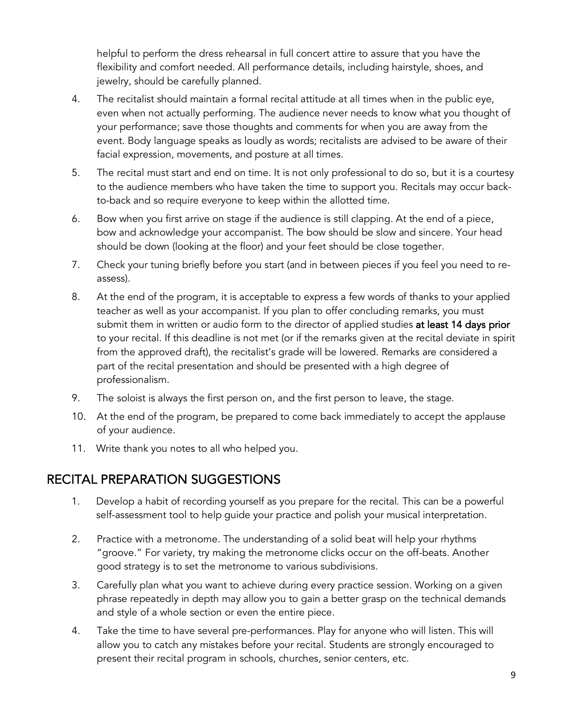helpful to perform the dress rehearsal in full concert attire to assure that you have the flexibility and comfort needed. All performance details, including hairstyle, shoes, and jewelry, should be carefully planned.

4. The recitalist should maintain a formal recital attitude at all times when in the public eye, even when not actually performing. The audience never needs to know what you thought of your performance; save those thoughts and comments for when you are away from the event. Body language speaks as loudly as words; recitalists are advised to be aware of their facial expression, movements, and posture at all times.
5. The recital must start and end on time. It is not only professional to do so, but it is a courtesy to the audience members who have taken the time to support you. Recitals may occur back-to-back and so require everyone to keep within the allotted time.
6. Bow when you first arrive on stage if the audience is still clapping. At the end of a piece, bow and acknowledge your accompanist. The bow should be slow and sincere. Your head should be down (looking at the floor) and your feet should be close together.
7. Check your tuning briefly before you start (and in between pieces if you feel you need to re-assess).
8. At the end of the program, it is acceptable to express a few words of thanks to your applied teacher as well as your accompanist. If you plan to offer concluding remarks, you must submit them in written or audio form to the director of applied studies **at least 14 days prior** to your recital. If this deadline is not met (or if the remarks given at the recital deviate in spirit from the approved draft), the recitalist's grade will be lowered. Remarks are considered a part of the recital presentation and should be presented with a high degree of professionalism.
9. The soloist is always the first person on, and the first person to leave, the stage.
10. At the end of the program, be prepared to come back immediately to accept the applause of your audience.
11. Write thank you notes to all who helped you.

## RECITAL PREPARATION SUGGESTIONS

1. Develop a habit of recording yourself as you prepare for the recital. This can be a powerful self-assessment tool to help guide your practice and polish your musical interpretation.
2. Practice with a metronome. The understanding of a solid beat will help your rhythms "groove." For variety, try making the metronome clicks occur on the off-beats. Another good strategy is to set the metronome to various subdivisions.
3. Carefully plan what you want to achieve during every practice session. Working on a given phrase repeatedly in depth may allow you to gain a better grasp on the technical demands and style of a whole section or even the entire piece.
4. Take the time to have several pre-performances. Play for anyone who will listen. This will allow you to catch any mistakes before your recital. Students are strongly encouraged to present their recital program in schools, churches, senior centers, etc.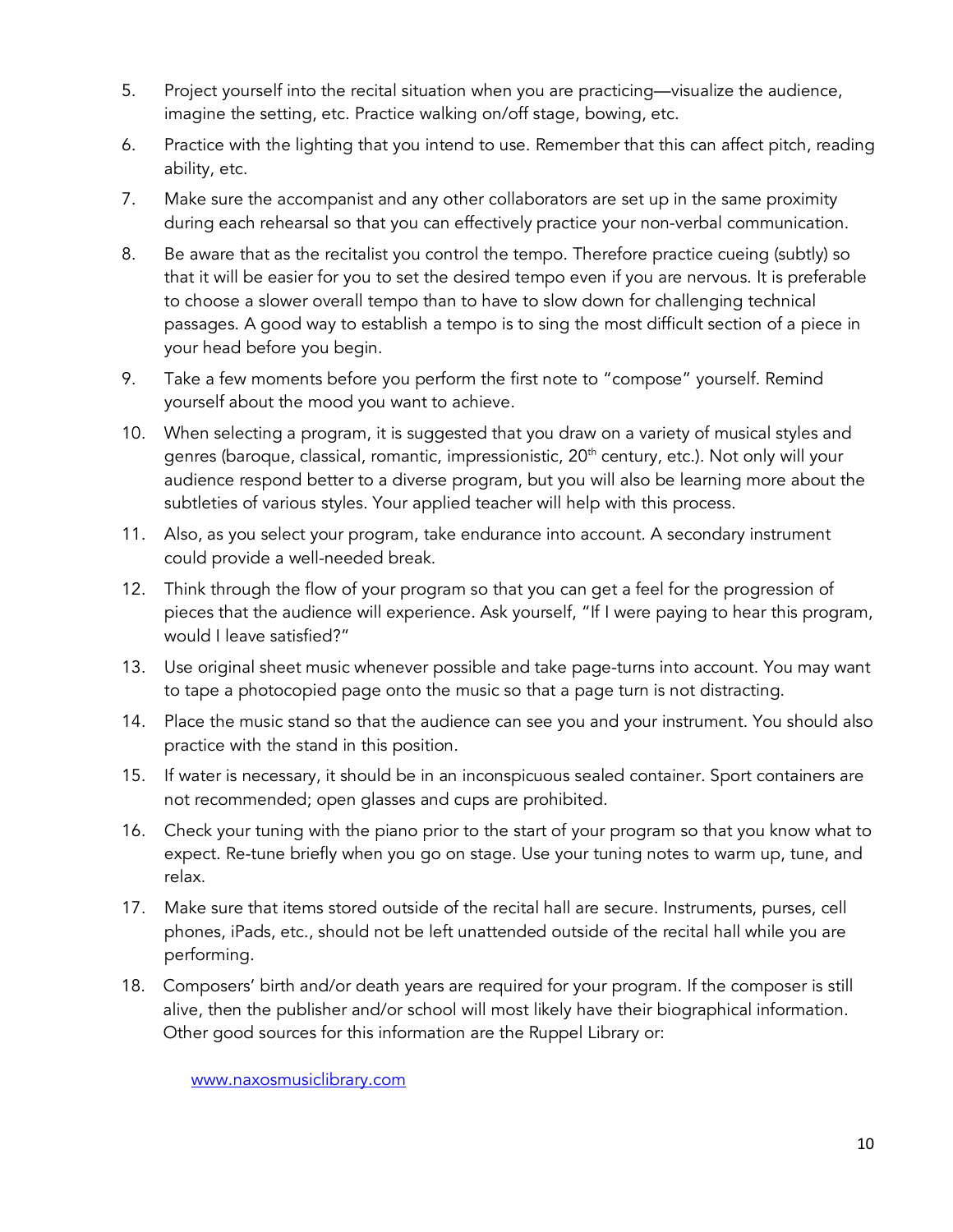5. Project yourself into the recital situation when you are practicing—visualize the audience, imagine the setting, etc. Practice walking on/off stage, bowing, etc.
6. Practice with the lighting that you intend to use. Remember that this can affect pitch, reading ability, etc.
7. Make sure the accompanist and any other collaborators are set up in the same proximity during each rehearsal so that you can effectively practice your non-verbal communication.
8. Be aware that as the recitalist you control the tempo. Therefore practice cueing (subtly) so that it will be easier for you to set the desired tempo even if you are nervous. It is preferable to choose a slower overall tempo than to have to slow down for challenging technical passages. A good way to establish a tempo is to sing the most difficult section of a piece in your head before you begin.
9. Take a few moments before you perform the first note to "compose" yourself. Remind yourself about the mood you want to achieve.
10. When selecting a program, it is suggested that you draw on a variety of musical styles and genres (baroque, classical, romantic, impressionistic, 20th century, etc.). Not only will your audience respond better to a diverse program, but you will also be learning more about the subtleties of various styles. Your applied teacher will help with this process.
11. Also, as you select your program, take endurance into account. A secondary instrument could provide a well-needed break.
12. Think through the flow of your program so that you can get a feel for the progression of pieces that the audience will experience. Ask yourself, "If I were paying to hear this program, would I leave satisfied?"
13. Use original sheet music whenever possible and take page-turns into account. You may want to tape a photocopied page onto the music so that a page turn is not distracting.
14. Place the music stand so that the audience can see you and your instrument. You should also practice with the stand in this position.
15. If water is necessary, it should be in an inconspicuous sealed container. Sport containers are not recommended; open glasses and cups are prohibited.
16. Check your tuning with the piano prior to the start of your program so that you know what to expect. Re-tune briefly when you go on stage. Use your tuning notes to warm up, tune, and relax.
17. Make sure that items stored outside of the recital hall are secure. Instruments, purses, cell phones, iPads, etc., should not be left unattended outside of the recital hall while you are performing.
18. Composers' birth and/or death years are required for your program. If the composer is still alive, then the publisher and/or school will most likely have their biographical information. Other good sources for this information are the Ruppel Library or:

    [www.naxosmusiclibrary.com](http://www.naxosmusiclibrary.com)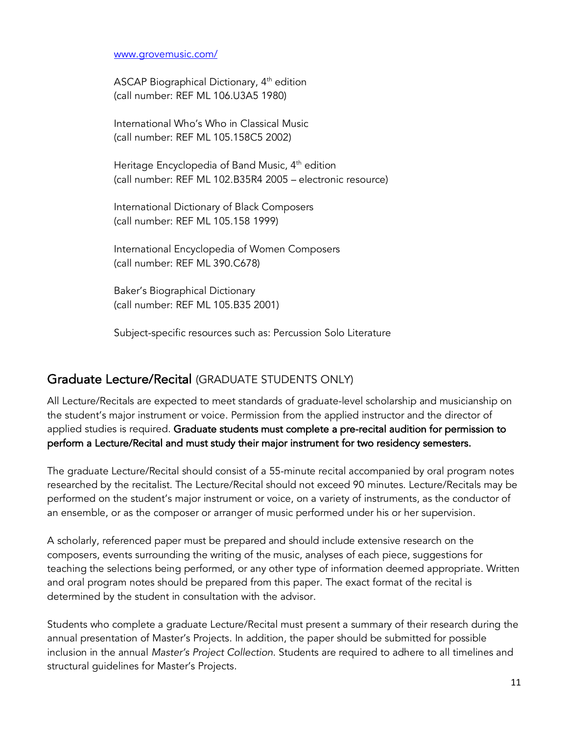www.grovemusic.com/

ASCAP Biographical Dictionary, 4th edition
(call number: REF ML 106.U3A5 1980)

International Who's Who in Classical Music
(call number: REF ML 105.158C5 2002)

Heritage Encyclopedia of Band Music, 4th edition
(call number: REF ML 102.B35R4 2005 – electronic resource)

International Dictionary of Black Composers
(call number: REF ML 105.158 1999)

International Encyclopedia of Women Composers
(call number: REF ML 390.C678)

Baker's Biographical Dictionary
(call number: REF ML 105.B35 2001)

Subject-specific resources such as: Percussion Solo Literature

## Graduate Lecture/Recital (GRADUATE STUDENTS ONLY)

All Lecture/Recitals are expected to meet standards of graduate-level scholarship and musicianship on the student's major instrument or voice. Permission from the applied instructor and the director of applied studies is required. **Graduate students must complete a pre-recital audition for permission to perform a Lecture/Recital and must study their major instrument for two residency semesters.**

The graduate Lecture/Recital should consist of a 55-minute recital accompanied by oral program notes researched by the recitalist. The Lecture/Recital should not exceed 90 minutes. Lecture/Recitals may be performed on the student's major instrument or voice, on a variety of instruments, as the conductor of an ensemble, or as the composer or arranger of music performed under his or her supervision.

A scholarly, referenced paper must be prepared and should include extensive research on the composers, events surrounding the writing of the music, analyses of each piece, suggestions for teaching the selections being performed, or any other type of information deemed appropriate. Written and oral program notes should be prepared from this paper. The exact format of the recital is determined by the student in consultation with the advisor.

Students who complete a graduate Lecture/Recital must present a summary of their research during the annual presentation of Master's Projects. In addition, the paper should be submitted for possible inclusion in the annual *Master's Project Collection*. Students are required to adhere to all timelines and structural guidelines for Master's Projects.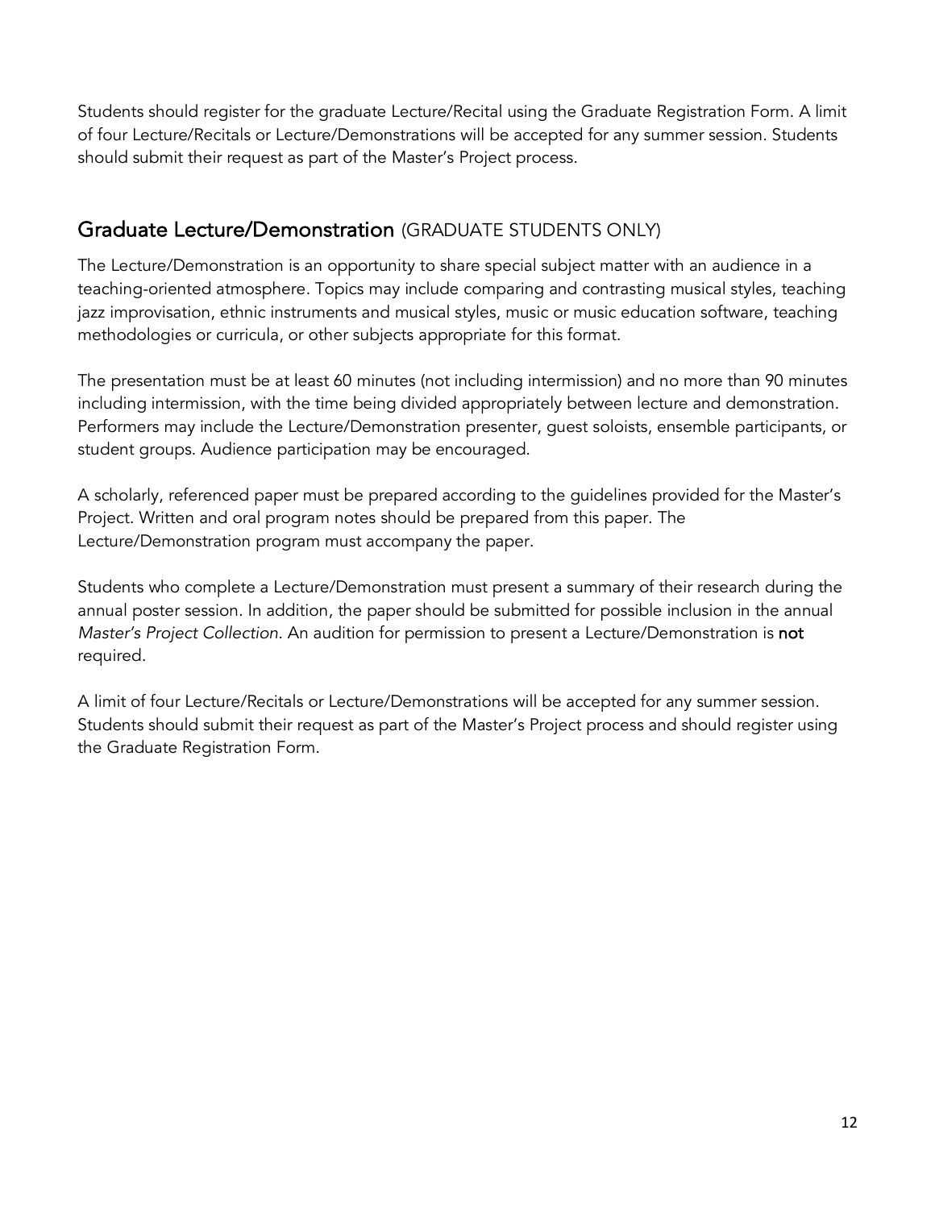Students should register for the graduate Lecture/Recital using the Graduate Registration Form. A limit of four Lecture/Recitals or Lecture/Demonstrations will be accepted for any summer session. Students should submit their request as part of the Master's Project process.

## Graduate Lecture/Demonstration (GRADUATE STUDENTS ONLY)

The Lecture/Demonstration is an opportunity to share special subject matter with an audience in a teaching-oriented atmosphere. Topics may include comparing and contrasting musical styles, teaching jazz improvisation, ethnic instruments and musical styles, music or music education software, teaching methodologies or curricula, or other subjects appropriate for this format.

The presentation must be at least 60 minutes (not including intermission) and no more than 90 minutes including intermission, with the time being divided appropriately between lecture and demonstration. Performers may include the Lecture/Demonstration presenter, guest soloists, ensemble participants, or student groups. Audience participation may be encouraged.

A scholarly, referenced paper must be prepared according to the guidelines provided for the Master's Project. Written and oral program notes should be prepared from this paper. The Lecture/Demonstration program must accompany the paper.

Students who complete a Lecture/Demonstration must present a summary of their research during the annual poster session. In addition, the paper should be submitted for possible inclusion in the annual *Master's Project Collection*. An audition for permission to present a Lecture/Demonstration is **not** required.

A limit of four Lecture/Recitals or Lecture/Demonstrations will be accepted for any summer session. Students should submit their request as part of the Master's Project process and should register using the Graduate Registration Form.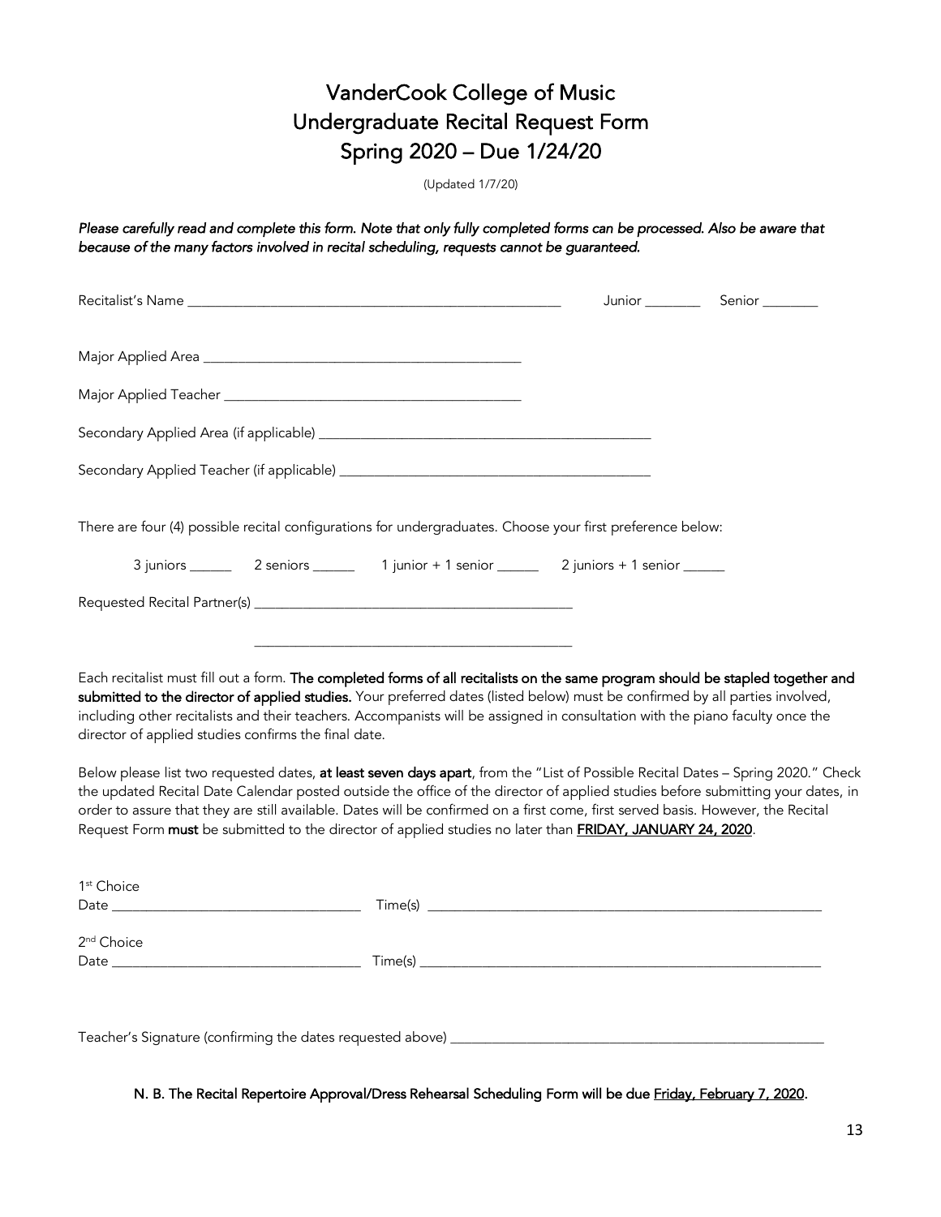# VanderCook College of Music
# Undergraduate Recital Request Form
# Spring 2020 – Due 1/24/20

(Updated 1/7/20)

*Please carefully read and complete this form. Note that only fully completed forms can be processed. Also be aware that because of the many factors involved in recital scheduling, requests cannot be guaranteed.*

Recitalist's Name ____________________________________________ Junior ________ Senior ________

Major Applied Area ________________________________________

Major Applied Teacher ________________________________________

Secondary Applied Area (if applicable) ____________________________________________

Secondary Applied Teacher (if applicable) ____________________________________________

There are four (4) possible recital configurations for undergraduates. Choose your first preference below:

3 juniors ______ 2 seniors ______ 1 junior + 1 senior ______ 2 juniors + 1 senior ______

Requested Recital Partner(s) ____________________________________________

____________________________________________

Each recitalist must fill out a form. **The completed forms of all recitalists on the same program should be stapled together and submitted to the director of applied studies.** Your preferred dates (listed below) must be confirmed by all parties involved, including other recitalists and their teachers. Accompanists will be assigned in consultation with the piano faculty once the director of applied studies confirms the final date.

Below please list two requested dates, **at least seven days apart**, from the "List of Possible Recital Dates – Spring 2020." Check the updated Recital Date Calendar posted outside the office of the director of applied studies before submitting your dates, in order to assure that they are still available. Dates will be confirmed on a first come, first served basis. However, the Recital Request Form **must** be submitted to the director of applied studies no later than **FRIDAY, JANUARY 24, 2020**.

1st Choice
Date ________________________________ Time(s) ____________________________________________

2nd Choice
Date ________________________________ Time(s) ____________________________________________

Teacher's Signature (confirming the dates requested above) ____________________________________________

**N. B. The Recital Repertoire Approval/Dress Rehearsal Scheduling Form will be due Friday, February 7, 2020.**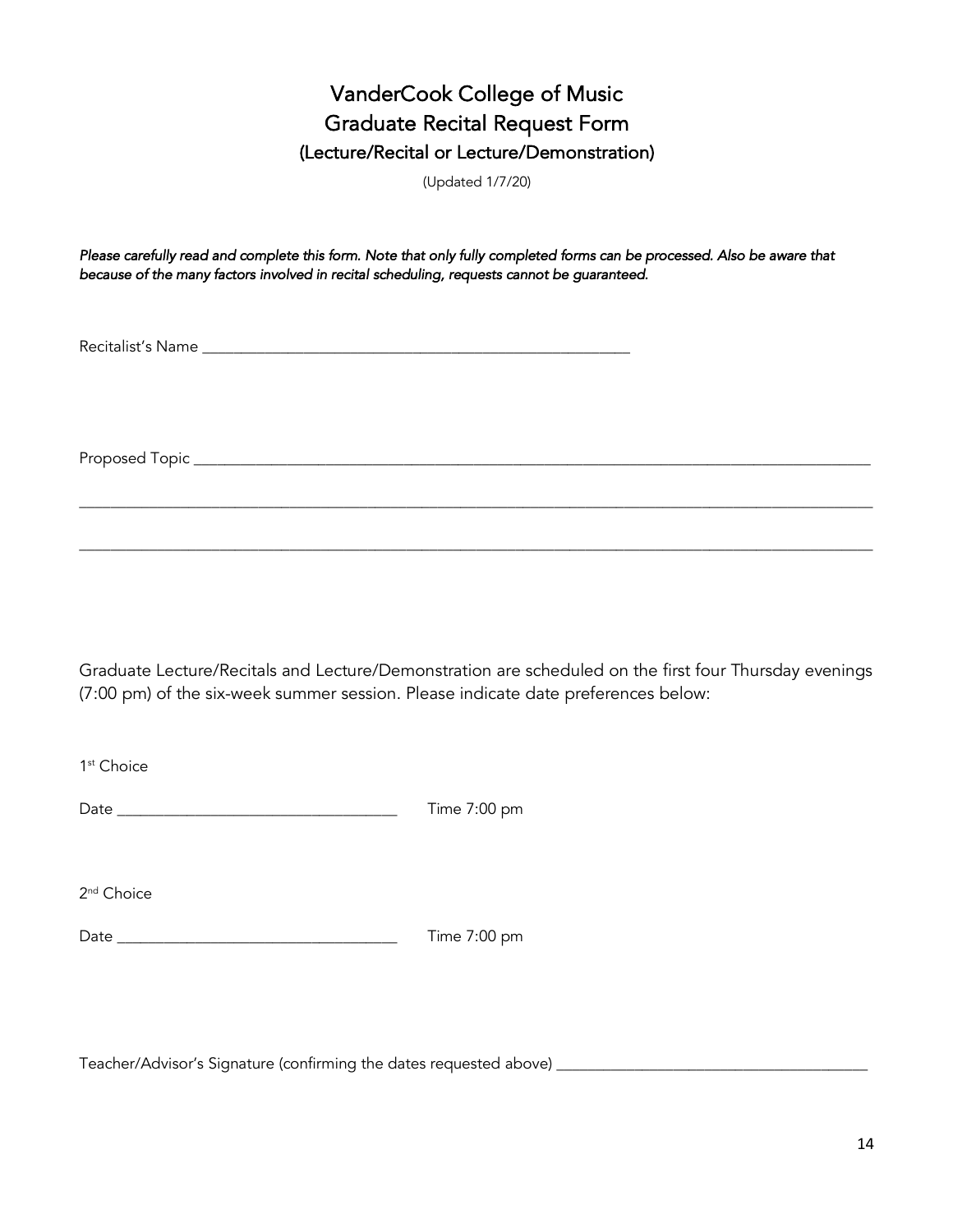# VanderCook College of Music
## Graduate Recital Request Form
### (Lecture/Recital or Lecture/Demonstration)

(Updated 1/7/20)

*Please carefully read and complete this form. Note that only fully completed forms can be processed. Also be aware that because of the many factors involved in recital scheduling, requests cannot be guaranteed.*

Recitalist's Name ________________________________________________

Proposed Topic ______________________________________________________________________________

_____________________________________________________________________________________________

_____________________________________________________________________________________________

Graduate Lecture/Recitals and Lecture/Demonstration are scheduled on the first four Thursday evenings (7:00 pm) of the six-week summer session. Please indicate date preferences below:

1st Choice

Date ________________________________ Time 7:00 pm

2nd Choice

Date ________________________________ Time 7:00 pm

Teacher/Advisor's Signature (confirming the dates requested above) ____________________________________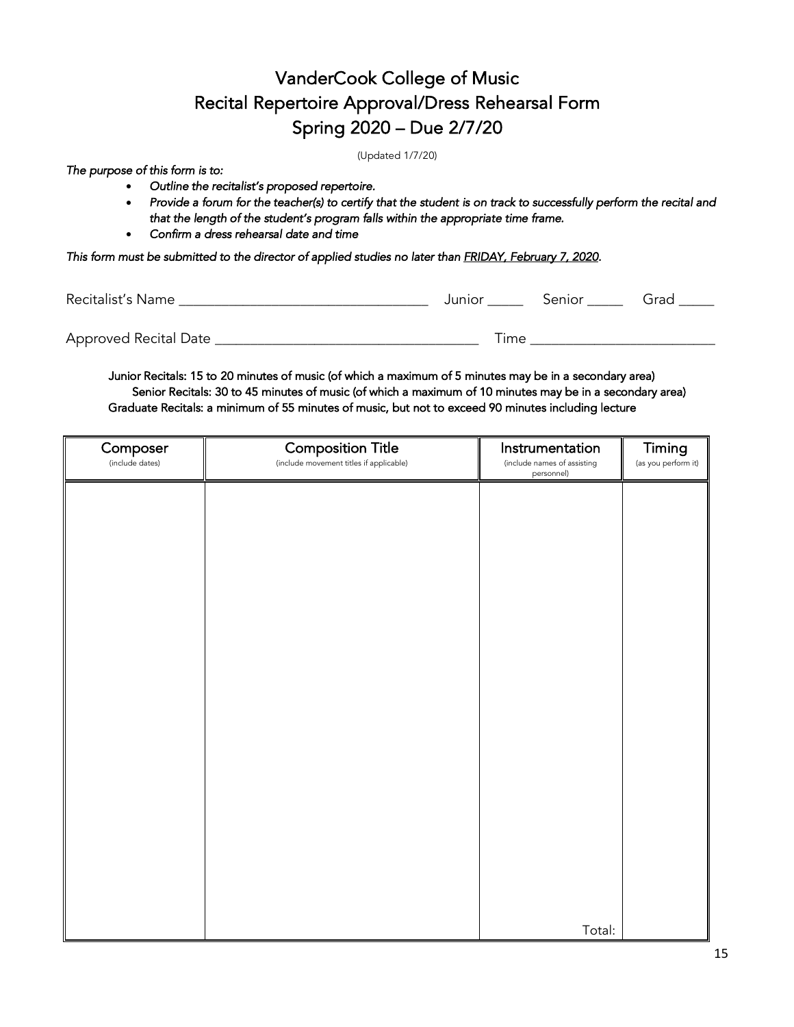# VanderCook College of Music
# Recital Repertoire Approval/Dress Rehearsal Form
# Spring 2020 – Due 2/7/20

(Updated 1/7/20)

*The purpose of this form is to:*

- *Outline the recitalist's proposed repertoire.*
- *Provide a forum for the teacher(s) to certify that the student is on track to successfully perform the recital and that the length of the student's program falls within the appropriate time frame.*
- *Confirm a dress rehearsal date and time*

*This form must be submitted to the director of applied studies no later than FRIDAY, February 7, 2020.*

Recitalist's Name ______________________________ Junior _____ Senior _____ Grad _____

Approved Recital Date ______________________________ Time ______________________

Junior Recitals: 15 to 20 minutes of music (of which a maximum of 5 minutes may be in a secondary area)
Senior Recitals: 30 to 45 minutes of music (of which a maximum of 10 minutes may be in a secondary area)
Graduate Recitals: a minimum of 55 minutes of music, but not to exceed 90 minutes including lecture

| Composer (include dates) | Composition Title (include movement titles if applicable) | Instrumentation (include names of assisting personnel) | Timing (as you perform it) |
| --- | --- | --- | --- |
| | | | |
| | | Total: | |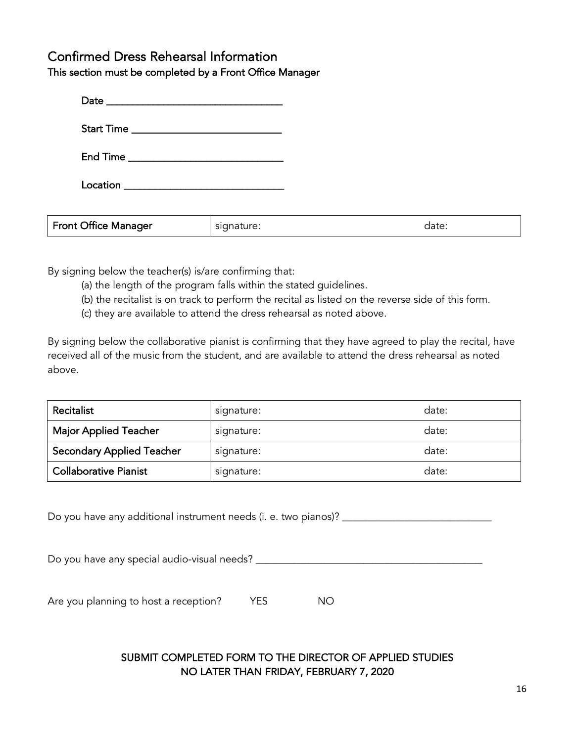## Confirmed Dress Rehearsal Information

**This section must be completed by a Front Office Manager**

Date ______________________________

Start Time __________________________

End Time ___________________________

Location ____________________________

| Front Office Manager | signature: | date: |
|---|---|---|

By signing below the teacher(s) is/are confirming that:

(a) the length of the program falls within the stated guidelines.
(b) the recitalist is on track to perform the recital as listed on the reverse side of this form.
(c) they are available to attend the dress rehearsal as noted above.

By signing below the collaborative pianist is confirming that they have agreed to play the recital, have received all of the music from the student, and are available to attend the dress rehearsal as noted above.

| Recitalist | signature: | date: |
|---|---|---|
| Major Applied Teacher | signature: | date: |
| Secondary Applied Teacher | signature: | date: |
| Collaborative Pianist | signature: | date: |

Do you have any additional instrument needs (i. e. two pianos)? ___________________________

Do you have any special audio-visual needs? ________________________________________

Are you planning to host a reception? YES NO

**SUBMIT COMPLETED FORM TO THE DIRECTOR OF APPLIED STUDIES**
**NO LATER THAN FRIDAY, FEBRUARY 7, 2020**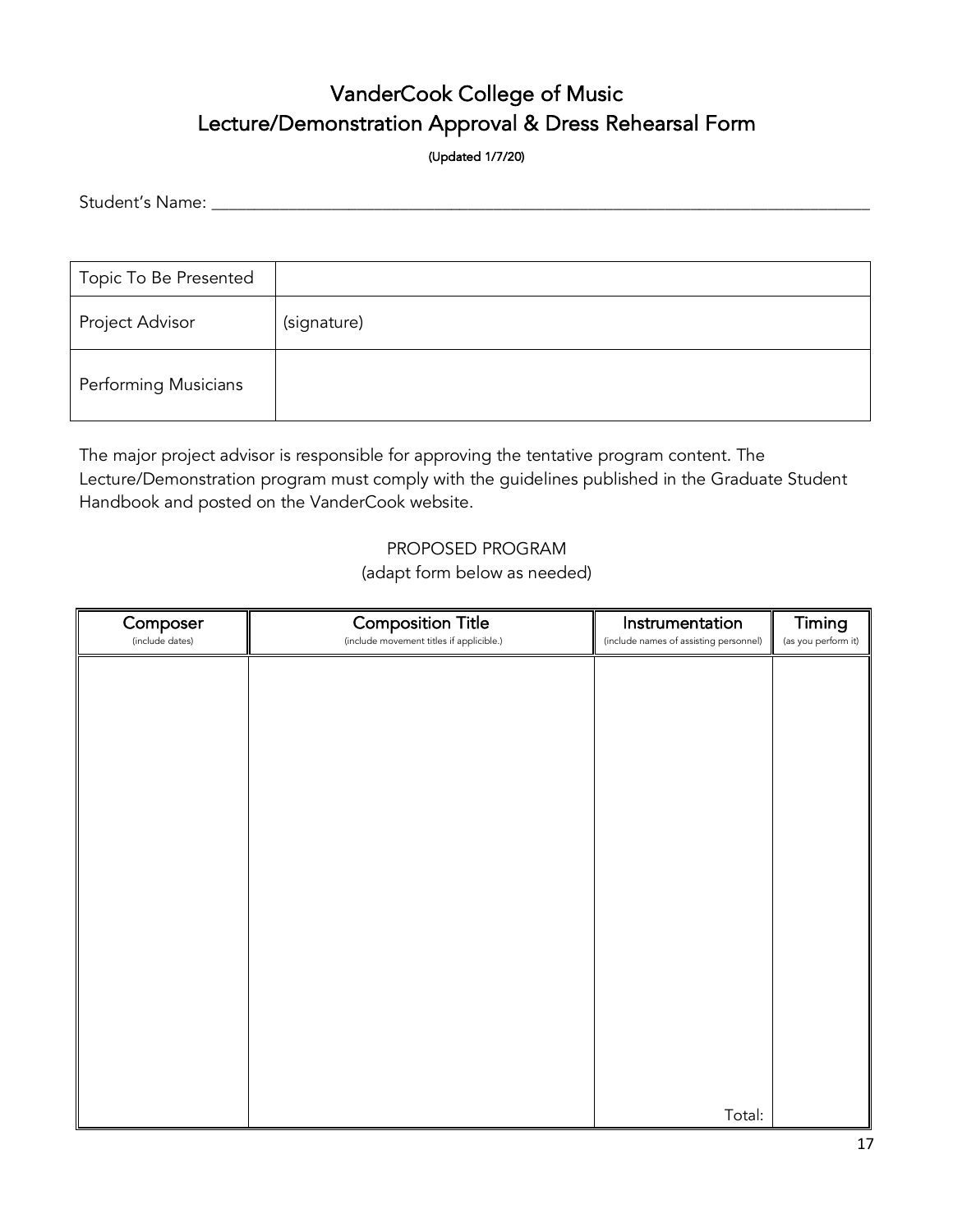# VanderCook College of Music
## Lecture/Demonstration Approval & Dress Rehearsal Form

**(Updated 1/7/20)**

Student's Name: ______________________________________________________________________________

| Topic To Be Presented | |
|---|---|
| Project Advisor | (signature) |
| Performing Musicians | |

The major project advisor is responsible for approving the tentative program content. The Lecture/Demonstration program must comply with the guidelines published in the Graduate Student Handbook and posted on the VanderCook website.

PROPOSED PROGRAM
(adapt form below as needed)

| Composer (include dates) | Composition Title (include movement titles if applicible.) | Instrumentation (include names of assisting personnel) | Timing (as you perform it) |
|---|---|---|---|
| | | | |
| | | Total: | |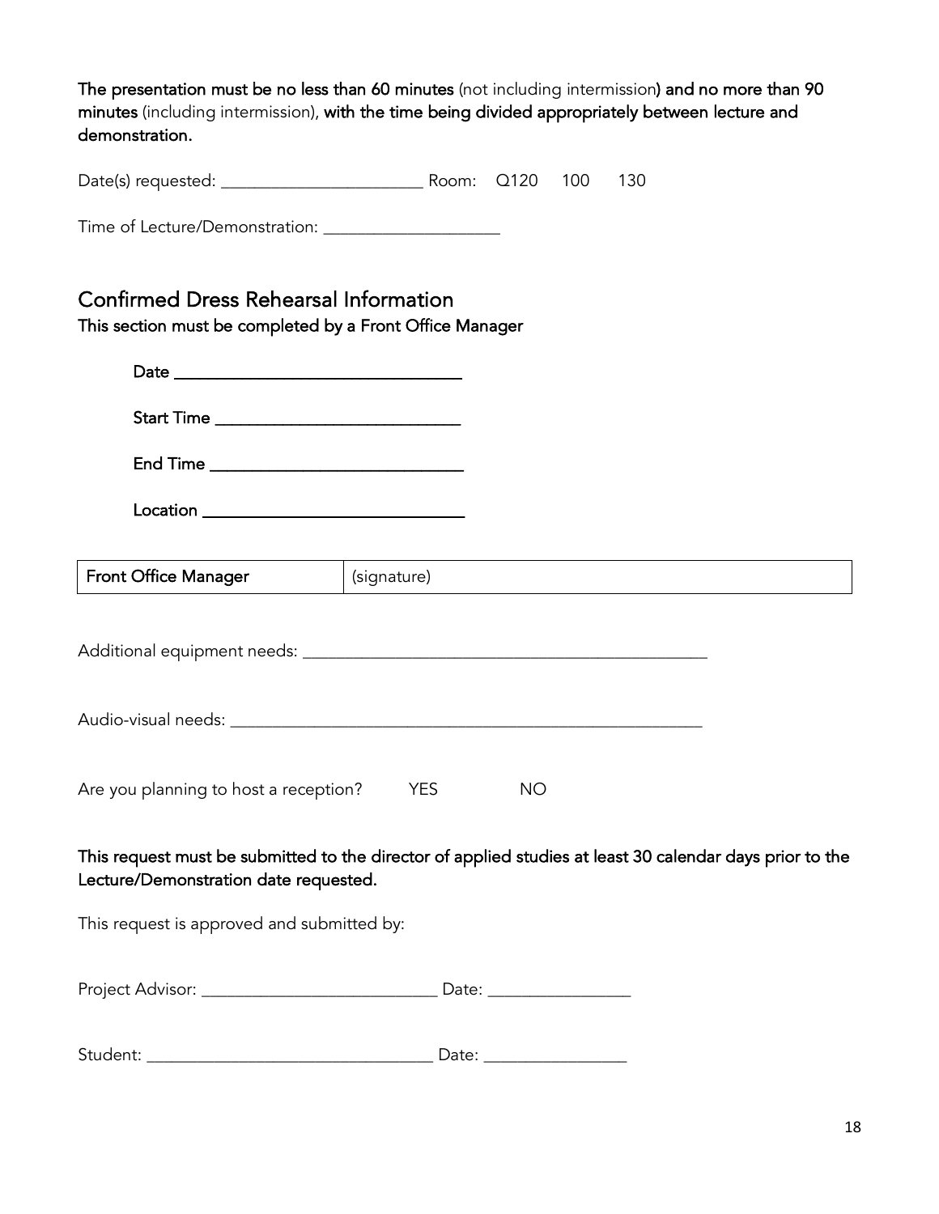**The presentation must be no less than 60 minutes** (not including intermission**) and no more than 90 minutes** (including intermission), **with the time being divided appropriately between lecture and demonstration.**

Date(s) requested: ______________________ Room: Q120 100 130

Time of Lecture/Demonstration: ___________________

## Confirmed Dress Rehearsal Information

**This section must be completed by a Front Office Manager**

**Date** ______________________________

**Start Time** __________________________

**End Time** ___________________________

**Location** ___________________________

| Front Office Manager | (signature) |
|---|---|

Additional equipment needs: _____________________________________________

Audio-visual needs: ____________________________________________________

Are you planning to host a reception? YES NO

**This request must be submitted to the director of applied studies at least 30 calendar days prior to the Lecture/Demonstration date requested.**

This request is approved and submitted by:

Project Advisor: __________________________ Date: _______________

Student: ________________________________ Date: _______________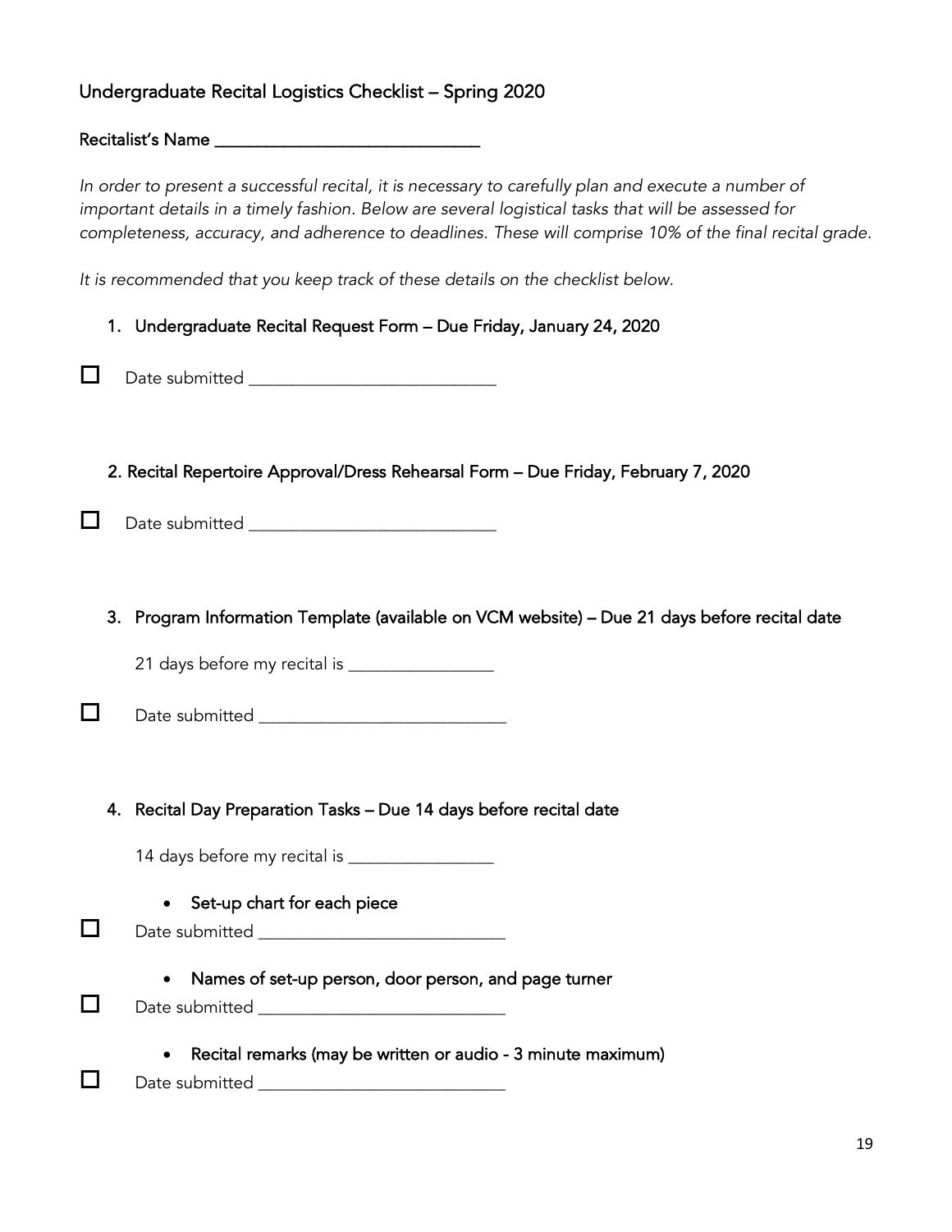## Undergraduate Recital Logistics Checklist – Spring 2020

Recitalist's Name ______________________________

*In order to present a successful recital, it is necessary to carefully plan and execute a number of important details in a timely fashion. Below are several logistical tasks that will be assessed for completeness, accuracy, and adherence to deadlines. These will comprise 10% of the final recital grade.*

*It is recommended that you keep track of these details on the checklist below.*

1. Undergraduate Recital Request Form – Due Friday, January 24, 2020

☐ Date submitted ____________________________

2. Recital Repertoire Approval/Dress Rehearsal Form – Due Friday, February 7, 2020

☐ Date submitted ____________________________

3. Program Information Template (available on VCM website) – Due 21 days before recital date

   21 days before my recital is ________________

☐ Date submitted ____________________________

4. Recital Day Preparation Tasks – Due 14 days before recital date

   14 days before my recital is ________________

   - Set-up chart for each piece

☐ Date submitted ____________________________

   - Names of set-up person, door person, and page turner

☐ Date submitted ____________________________

   - Recital remarks (may be written or audio - 3 minute maximum)

☐ Date submitted ____________________________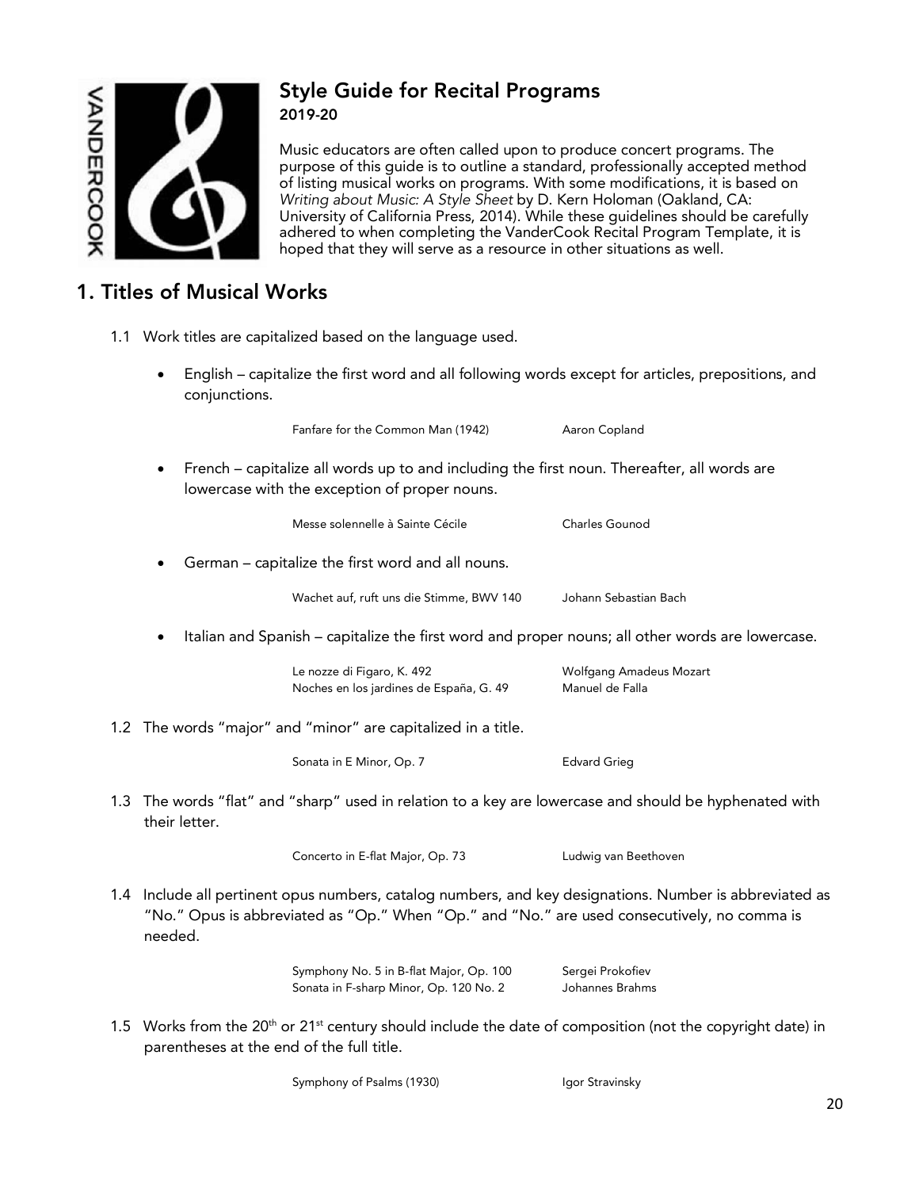# Style Guide for Recital Programs

**2019-20**

Music educators are often called upon to produce concert programs. The purpose of this guide is to outline a standard, professionally accepted method of listing musical works on programs. With some modifications, it is based on *Writing about Music: A Style Sheet* by D. Kern Holoman (Oakland, CA: University of California Press, 2014). While these guidelines should be carefully adhered to when completing the VanderCook Recital Program Template, it is hoped that they will serve as a resource in other situations as well.

## 1. Titles of Musical Works

1.1 Work titles are capitalized based on the language used.

- English – capitalize the first word and all following words except for articles, prepositions, and conjunctions.

| | |
|---|---|
| Fanfare for the Common Man (1942) | Aaron Copland |

- French – capitalize all words up to and including the first noun. Thereafter, all words are lowercase with the exception of proper nouns.

| | |
|---|---|
| Messe solennelle à Sainte Cécile | Charles Gounod |

- German – capitalize the first word and all nouns.

| | |
|---|---|
| Wachet auf, ruft uns die Stimme, BWV 140 | Johann Sebastian Bach |

- Italian and Spanish – capitalize the first word and proper nouns; all other words are lowercase.

| | |
|---|---|
| Le nozze di Figaro, K. 492 | Wolfgang Amadeus Mozart |
| Noches en los jardines de España, G. 49 | Manuel de Falla |

1.2 The words "major" and "minor" are capitalized in a title.

| | |
|---|---|
| Sonata in E Minor, Op. 7 | Edvard Grieg |

1.3 The words "flat" and "sharp" used in relation to a key are lowercase and should be hyphenated with their letter.

| | |
|---|---|
| Concerto in E-flat Major, Op. 73 | Ludwig van Beethoven |

1.4 Include all pertinent opus numbers, catalog numbers, and key designations. Number is abbreviated as "No." Opus is abbreviated as "Op." When "Op." and "No." are used consecutively, no comma is needed.

| | |
|---|---|
| Symphony No. 5 in B-flat Major, Op. 100 | Sergei Prokofiev |
| Sonata in F-sharp Minor, Op. 120 No. 2 | Johannes Brahms |

1.5 Works from the 20th or 21st century should include the date of composition (not the copyright date) in parentheses at the end of the full title.

| | |
|---|---|
| Symphony of Psalms (1930) | Igor Stravinsky |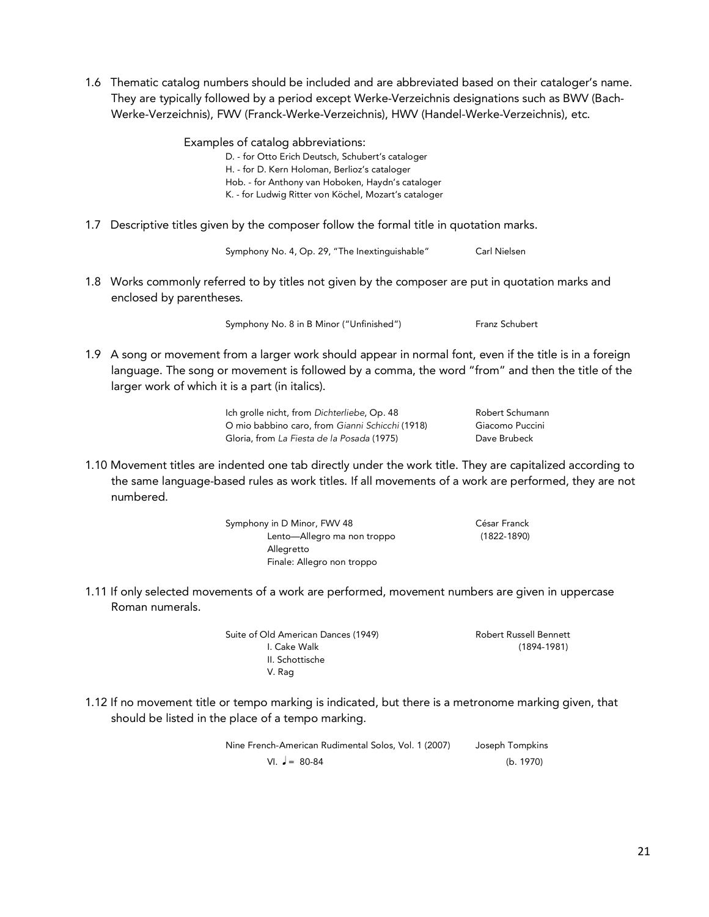1.6 Thematic catalog numbers should be included and are abbreviated based on their cataloger's name. They are typically followed by a period except Werke-Verzeichnis designations such as BWV (Bach-Werke-Verzeichnis), FWV (Franck-Werke-Verzeichnis), HWV (Handel-Werke-Verzeichnis), etc.

Examples of catalog abbreviations:

D. - for Otto Erich Deutsch, Schubert's cataloger
H. - for D. Kern Holoman, Berlioz's cataloger
Hob. - for Anthony van Hoboken, Haydn's cataloger
K. - for Ludwig Ritter von Köchel, Mozart's cataloger

1.7 Descriptive titles given by the composer follow the formal title in quotation marks.

| | |
|---|---|
| Symphony No. 4, Op. 29, "The Inextinguishable" | Carl Nielsen |

1.8 Works commonly referred to by titles not given by the composer are put in quotation marks and enclosed by parentheses.

| | |
|---|---|
| Symphony No. 8 in B Minor ("Unfinished") | Franz Schubert |

1.9 A song or movement from a larger work should appear in normal font, even if the title is in a foreign language. The song or movement is followed by a comma, the word "from" and then the title of the larger work of which it is a part (in italics).

| | |
|---|---|
| Ich grolle nicht, from *Dichterliebe*, Op. 48 | Robert Schumann |
| O mio babbino caro, from *Gianni Schicchi* (1918) | Giacomo Puccini |
| Gloria, from *La Fiesta de la Posada* (1975) | Dave Brubeck |

1.10 Movement titles are indented one tab directly under the work title. They are capitalized according to the same language-based rules as work titles. If all movements of a work are performed, they are not numbered.

| | |
|---|---|
| Symphony in D Minor, FWV 48 | César Franck |
| &emsp;Lento—Allegro ma non troppo | (1822-1890) |
| &emsp;Allegretto | |
| &emsp;Finale: Allegro non troppo | |

1.11 If only selected movements of a work are performed, movement numbers are given in uppercase Roman numerals.

| | |
|---|---|
| Suite of Old American Dances (1949) | Robert Russell Bennett |
| &emsp;I. Cake Walk | (1894-1981) |
| &emsp;II. Schottische | |
| &emsp;V. Rag | |

1.12 If no movement title or tempo marking is indicated, but there is a metronome marking given, that should be listed in the place of a tempo marking.

| | |
|---|---|
| Nine French-American Rudimental Solos, Vol. 1 (2007) | Joseph Tompkins |
| &emsp;VI. ♩= 80-84 | (b. 1970) |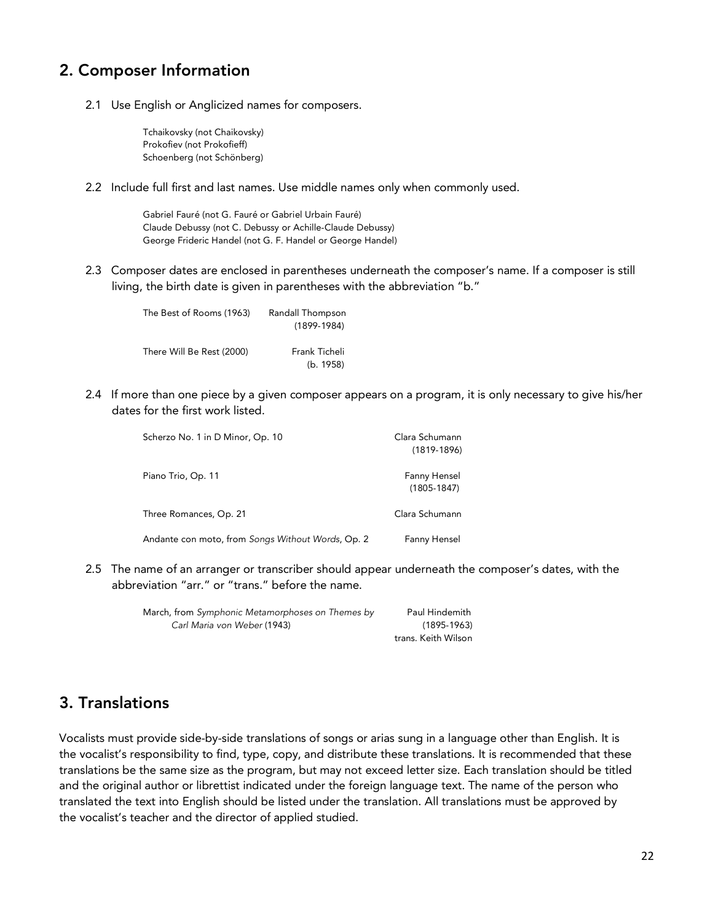## 2. Composer Information

2.1 Use English or Anglicized names for composers.

> Tchaikovsky (not Chaikovsky)
> Prokofiev (not Prokofieff)
> Schoenberg (not Schönberg)

2.2 Include full first and last names. Use middle names only when commonly used.

> Gabriel Fauré (not G. Fauré or Gabriel Urbain Fauré)
> Claude Debussy (not C. Debussy or Achille-Claude Debussy)
> George Frideric Handel (not G. F. Handel or George Handel)

2.3 Composer dates are enclosed in parentheses underneath the composer's name. If a composer is still living, the birth date is given in parentheses with the abbreviation "b."

| | |
|---|---|
| The Best of Rooms (1963) | Randall Thompson<br>(1899-1984) |
| There Will Be Rest (2000) | Frank Ticheli<br>(b. 1958) |

2.4 If more than one piece by a given composer appears on a program, it is only necessary to give his/her dates for the first work listed.

| | |
|---|---|
| Scherzo No. 1 in D Minor, Op. 10 | Clara Schumann<br>(1819-1896) |
| Piano Trio, Op. 11 | Fanny Hensel<br>(1805-1847) |
| Three Romances, Op. 21 | Clara Schumann |
| Andante con moto, from *Songs Without Words*, Op. 2 | Fanny Hensel |

2.5 The name of an arranger or transcriber should appear underneath the composer's dates, with the abbreviation "arr." or "trans." before the name.

| | |
|---|---|
| March, from *Symphonic Metamorphoses on Themes by Carl Maria von Weber* (1943) | Paul Hindemith<br>(1895-1963)<br>trans. Keith Wilson |

## 3. Translations

Vocalists must provide side-by-side translations of songs or arias sung in a language other than English. It is the vocalist's responsibility to find, type, copy, and distribute these translations. It is recommended that these translations be the same size as the program, but may not exceed letter size. Each translation should be titled and the original author or librettist indicated under the foreign language text. The name of the person who translated the text into English should be listed under the translation. All translations must be approved by the vocalist's teacher and the director of applied studied.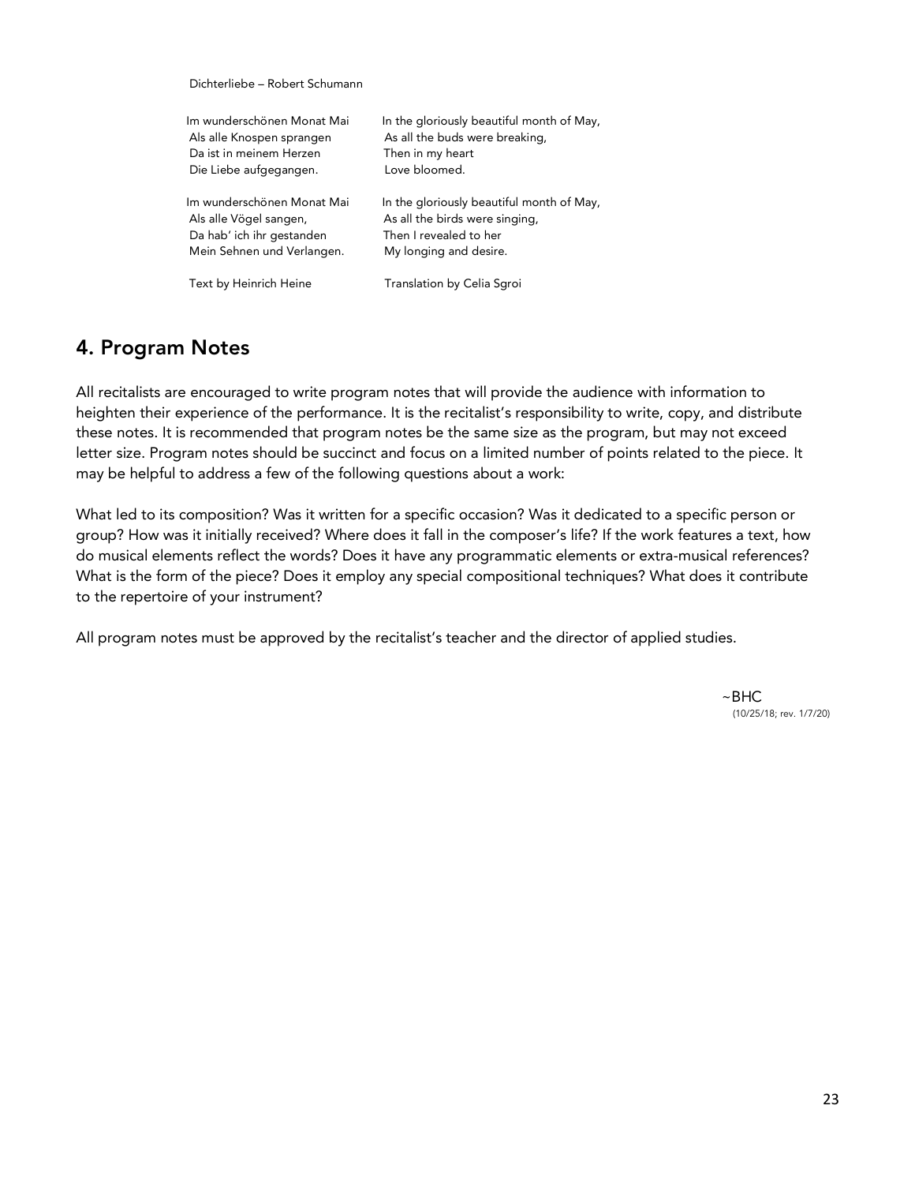Dichterliebe – Robert Schumann

| | |
|---|---|
| Im wunderschönen Monat Mai | In the gloriously beautiful month of May, |
| Als alle Knospen sprangen | As all the buds were breaking, |
| Da ist in meinem Herzen | Then in my heart |
| Die Liebe aufgegangen. | Love bloomed. |
| | |
| Im wunderschönen Monat Mai | In the gloriously beautiful month of May, |
| Als alle Vögel sangen, | As all the birds were singing, |
| Da hab' ich ihr gestanden | Then I revealed to her |
| Mein Sehnen und Verlangen. | My longing and desire. |
| | |
| Text by Heinrich Heine | Translation by Celia Sgroi |

## 4. Program Notes

All recitalists are encouraged to write program notes that will provide the audience with information to heighten their experience of the performance. It is the recitalist's responsibility to write, copy, and distribute these notes. It is recommended that program notes be the same size as the program, but may not exceed letter size. Program notes should be succinct and focus on a limited number of points related to the piece. It may be helpful to address a few of the following questions about a work:

What led to its composition? Was it written for a specific occasion? Was it dedicated to a specific person or group? How was it initially received? Where does it fall in the composer's life? If the work features a text, how do musical elements reflect the words? Does it have any programmatic elements or extra-musical references? What is the form of the piece? Does it employ any special compositional techniques? What does it contribute to the repertoire of your instrument?

All program notes must be approved by the recitalist's teacher and the director of applied studies.

~BHC
(10/25/18; rev. 1/7/20)